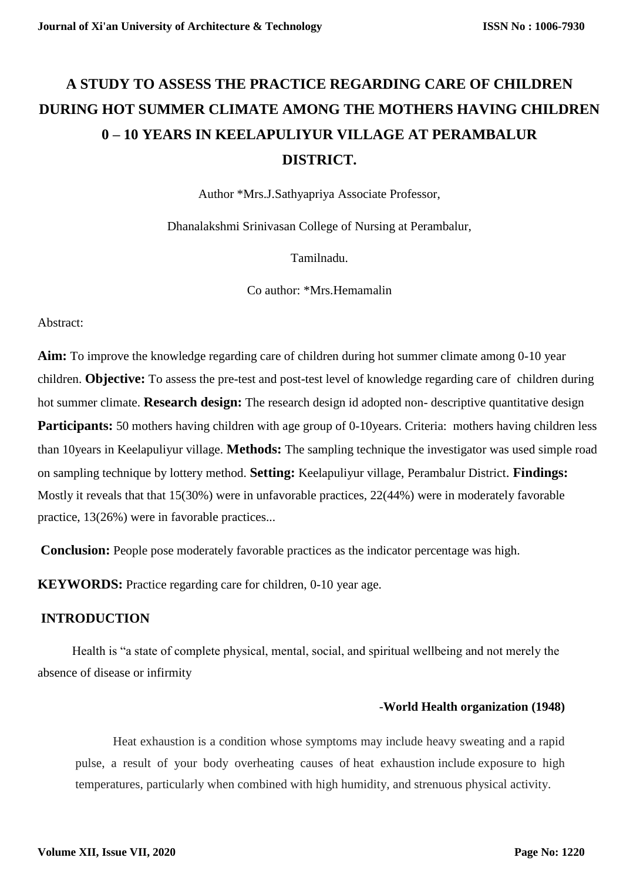# A STUDY TO ASSESS THE PRACTICE REGARDING CARE OF CHILDREN DURING HOT SUMMER CLIMATE AMONG THE MOTHERS HAVING CHILDREN 0 – 10 YEARS IN KEELAPULIYUR VILLAGE AT PERAMBALUR DISTRICT.

Author *Mrs.J.Sathyapriya Associate Professor,

Dhanalakshmi Srinivasan College of Nursing at Perambalur,

Tamilnadu.

Co author: *Mrs.Hemamalin

Abstract:

**Aim:** To improve the knowledge regarding care of children during hot summer climate among 0-10 year children. **Objective:** To assess the pre-test and post-test level of knowledge regarding care of children during hot summer climate. **Research design:** The research design id adopted non- descriptive quantitative design **Participants:** 50 mothers having children with age group of 0-10years. Criteria: mothers having children less than 10years in Keelapuliyur village. **Methods:** The sampling technique the investigator was used simple road on sampling technique by lottery method. **Setting:** Keelapuliyur village, Perambalur District. **Findings:** Mostly it reveals that that 15(30%) were in unfavorable practices, 22(44%) were in moderately favorable practice, 13(26%) were in favorable practices...

**Conclusion:** People pose moderately favorable practices as the indicator percentage was high.

**KEYWORDS:** Practice regarding care for children, 0-10 year age.

## INTRODUCTION

Health is "a state of complete physical, mental, social, and spiritual wellbeing and not merely the absence of disease or infirmity

**-World Health organization (1948)**

Heat exhaustion is a condition whose symptoms may include heavy sweating and a rapid pulse, a result of your body overheating causes of heat exhaustion include exposure to high temperatures, particularly when combined with high humidity, and strenuous physical activity.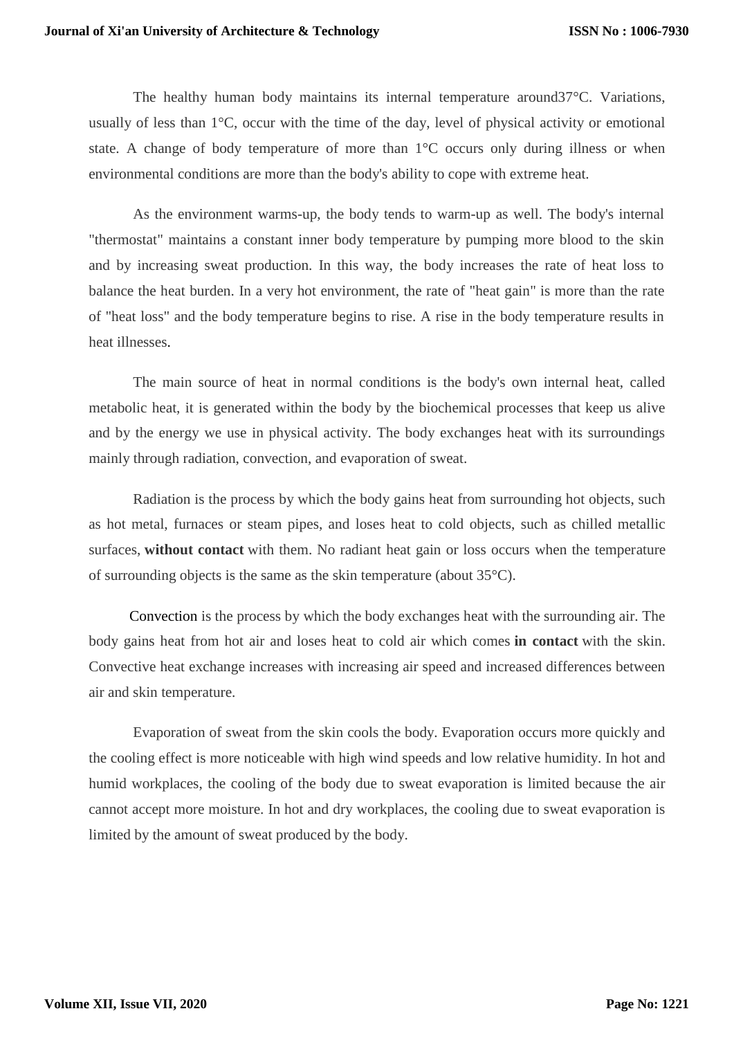The healthy human body maintains its internal temperature around37°C. Variations, usually of less than 1°C, occur with the time of the day, level of physical activity or emotional state. A change of body temperature of more than 1°C occurs only during illness or when environmental conditions are more than the body's ability to cope with extreme heat.

As the environment warms-up, the body tends to warm-up as well. The body's internal "thermostat" maintains a constant inner body temperature by pumping more blood to the skin and by increasing sweat production. In this way, the body increases the rate of heat loss to balance the heat burden. In a very hot environment, the rate of "heat gain" is more than the rate of "heat loss" and the body temperature begins to rise. A rise in the body temperature results in heat illnesses.

The main source of heat in normal conditions is the body's own internal heat, called metabolic heat, it is generated within the body by the biochemical processes that keep us alive and by the energy we use in physical activity. The body exchanges heat with its surroundings mainly through radiation, convection, and evaporation of sweat.

Radiation is the process by which the body gains heat from surrounding hot objects, such as hot metal, furnaces or steam pipes, and loses heat to cold objects, such as chilled metallic surfaces, **without contact** with them. No radiant heat gain or loss occurs when the temperature of surrounding objects is the same as the skin temperature (about 35°C).

Convection is the process by which the body exchanges heat with the surrounding air. The body gains heat from hot air and loses heat to cold air which comes **in contact** with the skin. Convective heat exchange increases with increasing air speed and increased differences between air and skin temperature.

Evaporation of sweat from the skin cools the body. Evaporation occurs more quickly and the cooling effect is more noticeable with high wind speeds and low relative humidity. In hot and humid workplaces, the cooling of the body due to sweat evaporation is limited because the air cannot accept more moisture. In hot and dry workplaces, the cooling due to sweat evaporation is limited by the amount of sweat produced by the body.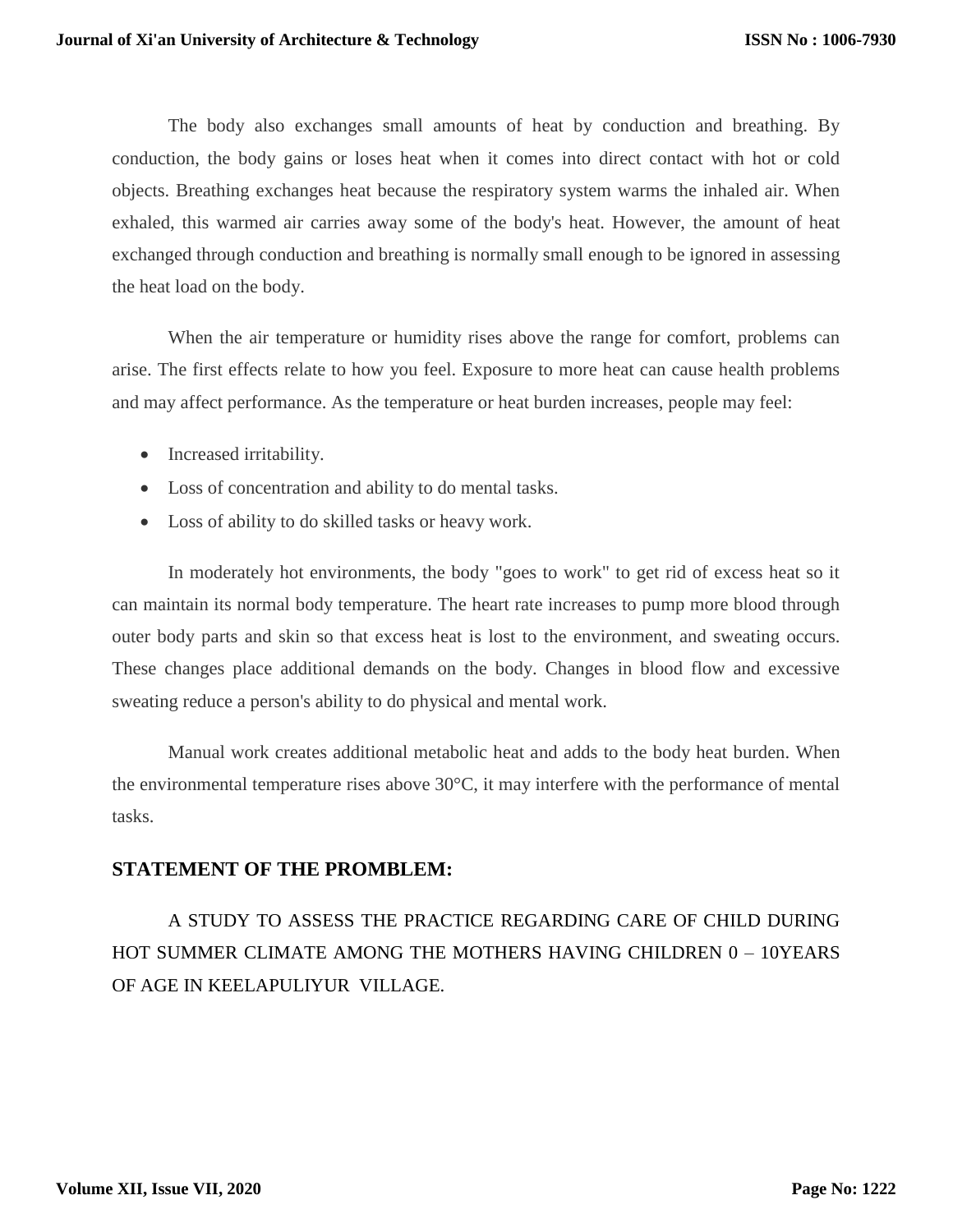The body also exchanges small amounts of heat by conduction and breathing. By conduction, the body gains or loses heat when it comes into direct contact with hot or cold objects. Breathing exchanges heat because the respiratory system warms the inhaled air. When exhaled, this warmed air carries away some of the body's heat. However, the amount of heat exchanged through conduction and breathing is normally small enough to be ignored in assessing the heat load on the body.

When the air temperature or humidity rises above the range for comfort, problems can arise. The first effects relate to how you feel. Exposure to more heat can cause health problems and may affect performance. As the temperature or heat burden increases, people may feel:

- Increased irritability.
- Loss of concentration and ability to do mental tasks.
- Loss of ability to do skilled tasks or heavy work.

In moderately hot environments, the body "goes to work" to get rid of excess heat so it can maintain its normal body temperature. The heart rate increases to pump more blood through outer body parts and skin so that excess heat is lost to the environment, and sweating occurs. These changes place additional demands on the body. Changes in blood flow and excessive sweating reduce a person's ability to do physical and mental work.

Manual work creates additional metabolic heat and adds to the body heat burden. When the environmental temperature rises above 30°C, it may interfere with the performance of mental tasks.

## STATEMENT OF THE PROMBLEM:

A STUDY TO ASSESS THE PRACTICE REGARDING CARE OF CHILD DURING HOT SUMMER CLIMATE AMONG THE MOTHERS HAVING CHILDREN 0 – 10YEARS OF AGE IN KEELAPULIYUR VILLAGE.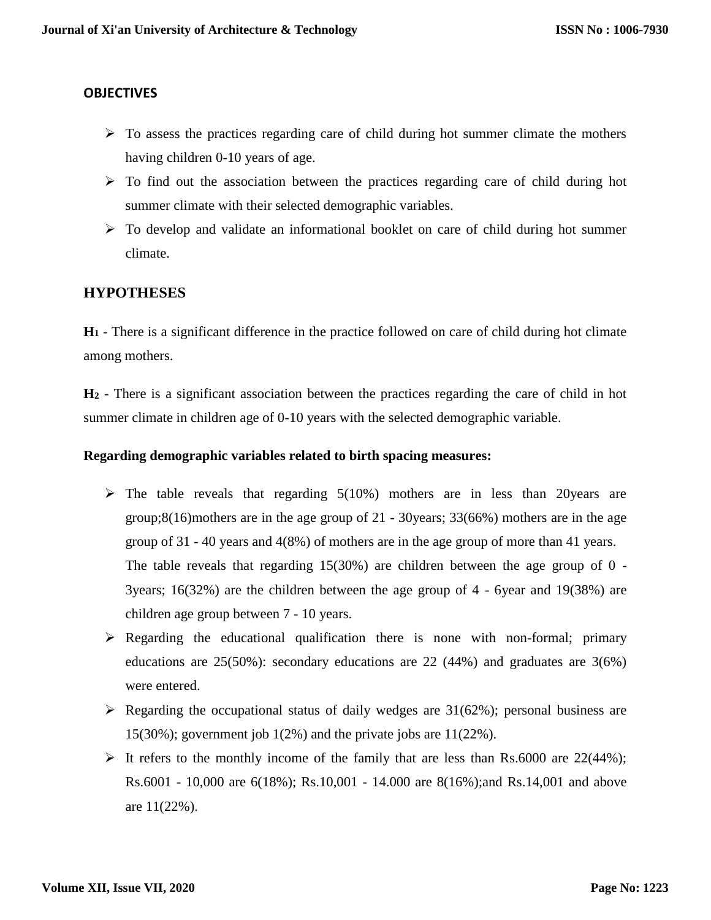**OBJECTIVES**

- To assess the practices regarding care of child during hot summer climate the mothers having children 0-10 years of age.
- To find out the association between the practices regarding care of child during hot summer climate with their selected demographic variables.
- To develop and validate an informational booklet on care of child during hot summer climate.

## HYPOTHESES

**H1** - There is a significant difference in the practice followed on care of child during hot climate among mothers.

**H2** - There is a significant association between the practices regarding the care of child in hot summer climate in children age of 0-10 years with the selected demographic variable.

**Regarding demographic variables related to birth spacing measures:**

- The table reveals that regarding 5(10%) mothers are in less than 20years are group;8(16)mothers are in the age group of 21 - 30years; 33(66%) mothers are in the age group of 31 - 40 years and 4(8%) of mothers are in the age group of more than 41 years.
  The table reveals that regarding 15(30%) are children between the age group of 0 - 3years; 16(32%) are the children between the age group of 4 - 6year and 19(38%) are children age group between 7 - 10 years.
- Regarding the educational qualification there is none with non-formal; primary educations are 25(50%): secondary educations are 22 (44%) and graduates are 3(6%) were entered.
- Regarding the occupational status of daily wedges are 31(62%); personal business are 15(30%); government job 1(2%) and the private jobs are 11(22%).
- It refers to the monthly income of the family that are less than Rs.6000 are 22(44%); Rs.6001 - 10,000 are 6(18%); Rs.10,001 - 14.000 are 8(16%);and Rs.14,001 and above are 11(22%).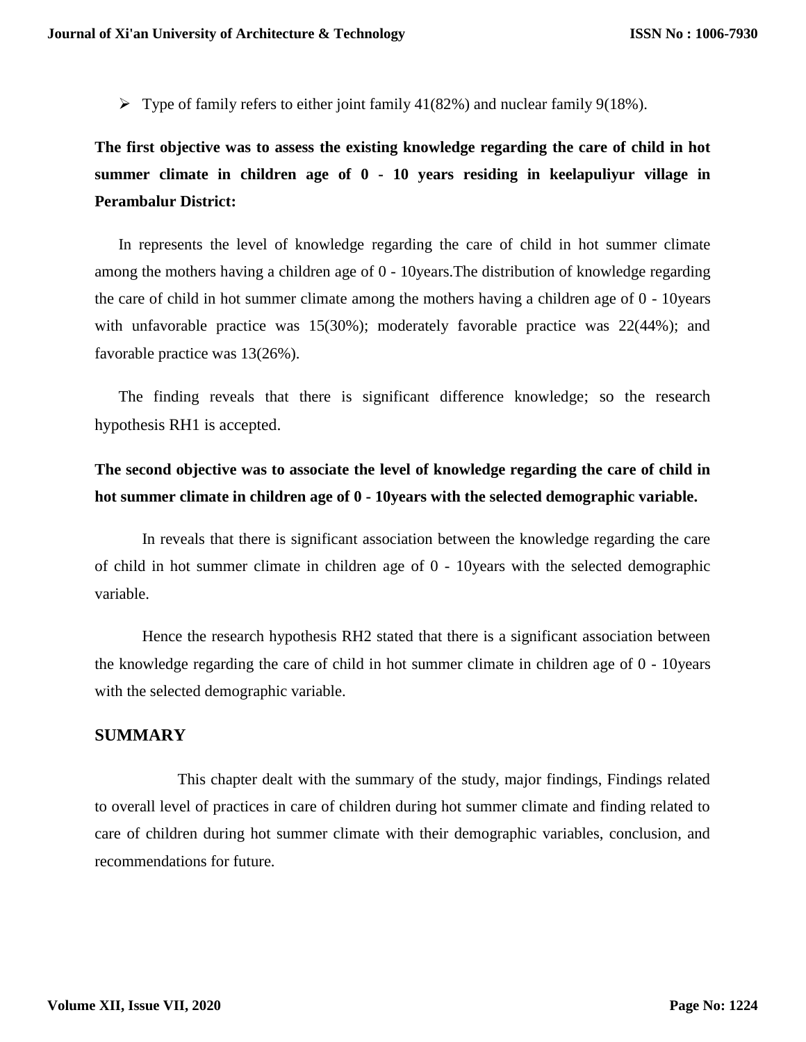- Type of family refers to either joint family 41(82%) and nuclear family 9(18%).

**The first objective was to assess the existing knowledge regarding the care of child in hot summer climate in children age of 0 - 10 years residing in keelapuliyur village in Perambalur District:**

In represents the level of knowledge regarding the care of child in hot summer climate among the mothers having a children age of 0 - 10years.The distribution of knowledge regarding the care of child in hot summer climate among the mothers having a children age of 0 - 10years with unfavorable practice was 15(30%); moderately favorable practice was 22(44%); and favorable practice was 13(26%).

The finding reveals that there is significant difference knowledge; so the research hypothesis RH1 is accepted.

**The second objective was to associate the level of knowledge regarding the care of child in hot summer climate in children age of 0 - 10years with the selected demographic variable.**

In reveals that there is significant association between the knowledge regarding the care of child in hot summer climate in children age of 0 - 10years with the selected demographic variable.

Hence the research hypothesis RH2 stated that there is a significant association between the knowledge regarding the care of child in hot summer climate in children age of 0 - 10years with the selected demographic variable.

## SUMMARY

This chapter dealt with the summary of the study, major findings, Findings related to overall level of practices in care of children during hot summer climate and finding related to care of children during hot summer climate with their demographic variables, conclusion, and recommendations for future.